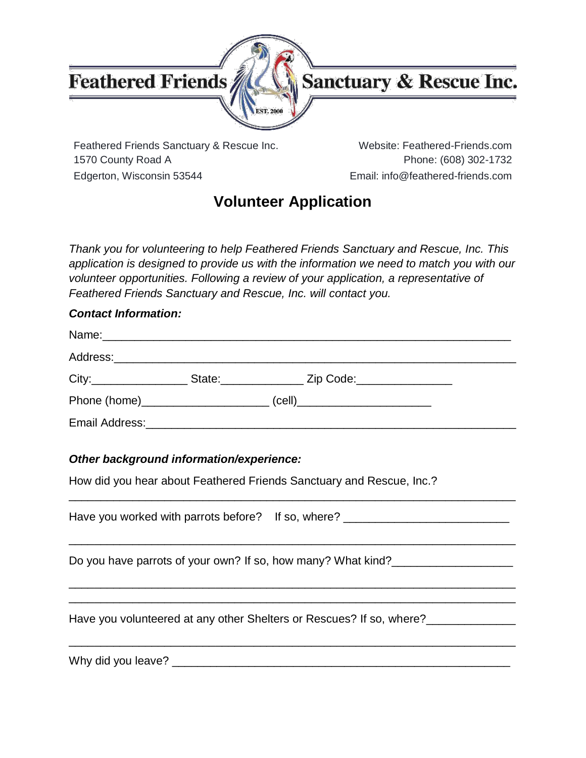# Feathered Friends Sanctuary & Rescue Inc.

EST. 2000

Feathered Friends Sanctuary & Rescue Inc.
1570 County Road A
Edgerton, Wisconsin 53544

Website: Feathered-Friends.com
Phone: (608) 302-1732
Email: info@feathered-friends.com

## Volunteer Application

*Thank you for volunteering to help Feathered Friends Sanctuary and Rescue, Inc. This application is designed to provide us with the information we need to match you with our volunteer opportunities. Following a review of your application, a representative of Feathered Friends Sanctuary and Rescue, Inc. will contact you.*

***Contact Information:***

Name:_______________________________________________________________

Address:_____________________________________________________________

City:_______________ State:_____________ Zip Code:_______________

Phone (home)____________________ (cell)_____________________

Email Address:_________________________________________________________

***Other background information/experience:***

How did you hear about Feathered Friends Sanctuary and Rescue, Inc.?
_____________________________________________________________________

Have you worked with parrots before? If so, where? __________________________

_____________________________________________________________________

Do you have parrots of your own? If so, how many? What kind?___________________

_____________________________________________________________________
_____________________________________________________________________

Have you volunteered at any other Shelters or Rescues? If so, where?______________

_____________________________________________________________________

Why did you leave? ____________________________________________________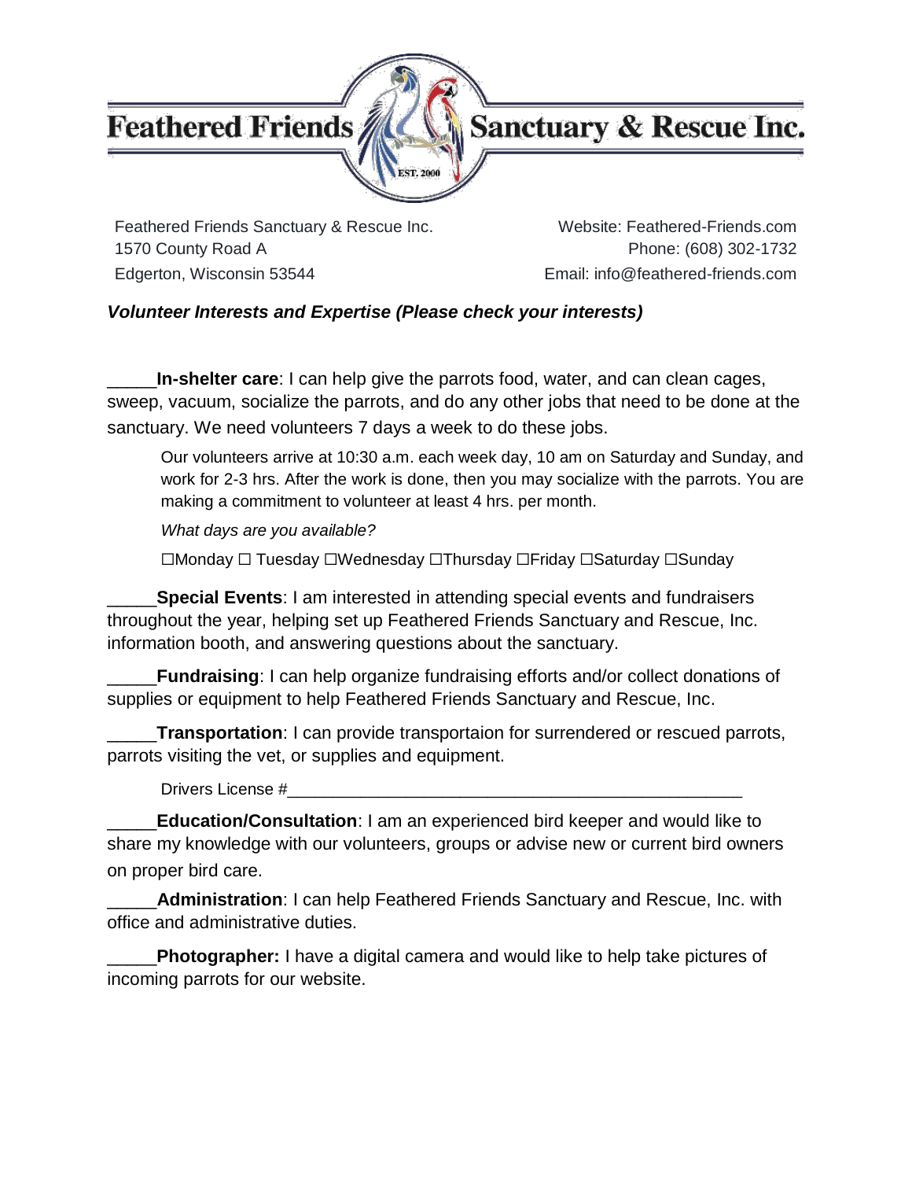# Feathered Friends Sanctuary & Rescue Inc.

Feathered Friends Sanctuary & Rescue Inc.
1570 County Road A
Edgerton, Wisconsin 53544

Website: Feathered-Friends.com
Phone: (608) 302-1732
Email: info@feathered-friends.com

***Volunteer Interests and Expertise (Please check your interests)***

_____**In-shelter care**: I can help give the parrots food, water, and can clean cages, sweep, vacuum, socialize the parrots, and do any other jobs that need to be done at the sanctuary. We need volunteers 7 days a week to do these jobs.

> Our volunteers arrive at 10:30 a.m. each week day, 10 am on Saturday and Sunday, and work for 2-3 hrs. After the work is done, then you may socialize with the parrots. You are making a commitment to volunteer at least 4 hrs. per month.
>
> *What days are you available?*
>
> ☐Monday ☐ Tuesday ☐Wednesday ☐Thursday ☐Friday ☐Saturday ☐Sunday

_____**Special Events**: I am interested in attending special events and fundraisers throughout the year, helping set up Feathered Friends Sanctuary and Rescue, Inc. information booth, and answering questions about the sanctuary.

_____**Fundraising**: I can help organize fundraising efforts and/or collect donations of supplies or equipment to help Feathered Friends Sanctuary and Rescue, Inc.

_____**Transportation**: I can provide transportaion for surrendered or rescued parrots, parrots visiting the vet, or supplies and equipment.

> Drivers License #__________________________________________________

_____**Education/Consultation**: I am an experienced bird keeper and would like to share my knowledge with our volunteers, groups or advise new or current bird owners on proper bird care.

_____**Administration**: I can help Feathered Friends Sanctuary and Rescue, Inc. with office and administrative duties.

_____**Photographer:** I have a digital camera and would like to help take pictures of incoming parrots for our website.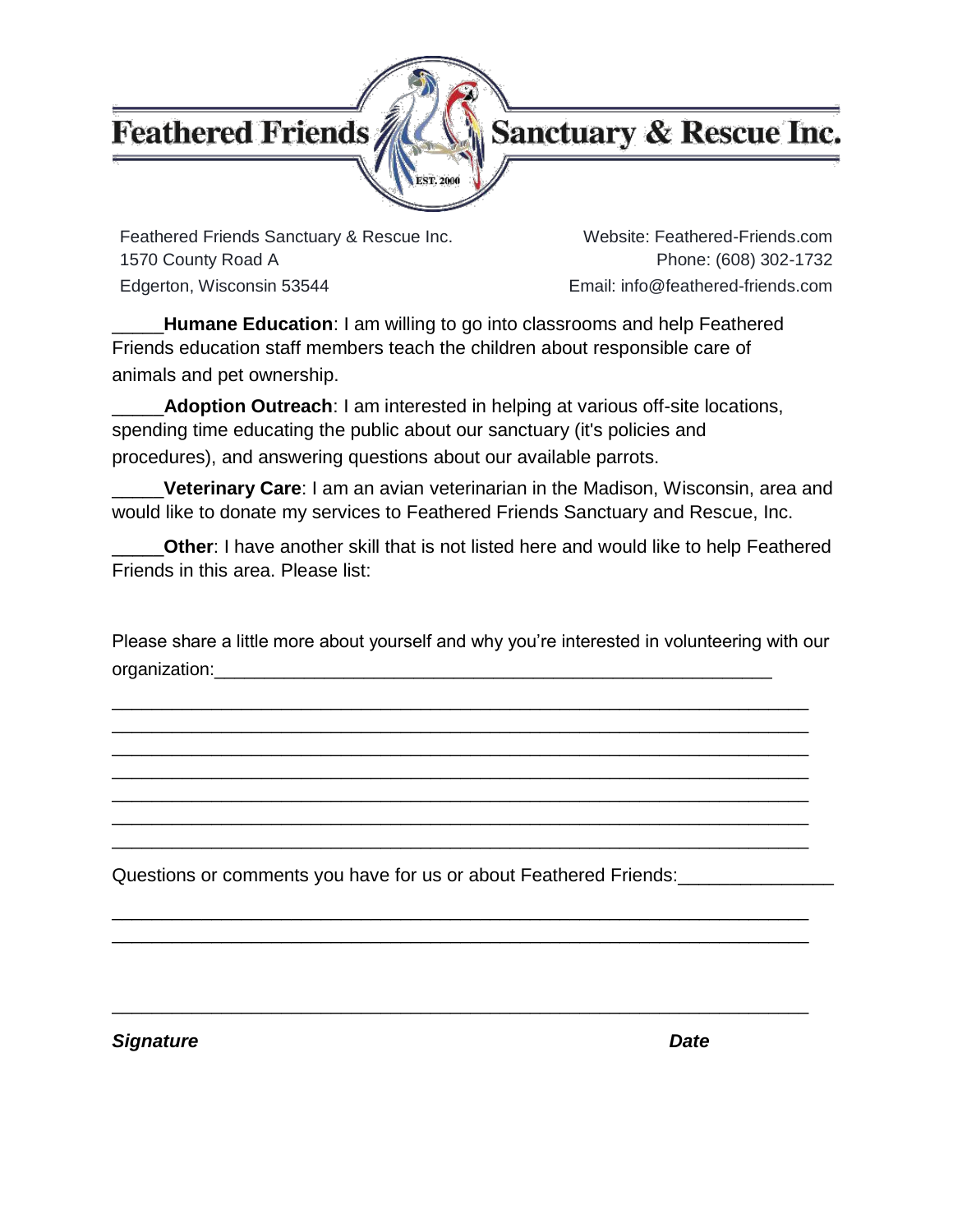# Feathered Friends Sanctuary & Rescue Inc.

EST. 2000

Feathered Friends Sanctuary & Rescue Inc.
1570 County Road A
Edgerton, Wisconsin 53544

Website: Feathered-Friends.com
Phone: (608) 302-1732
Email: info@feathered-friends.com

_____**Humane Education**: I am willing to go into classrooms and help Feathered Friends education staff members teach the children about responsible care of animals and pet ownership.

_____**Adoption Outreach**: I am interested in helping at various off-site locations, spending time educating the public about our sanctuary (it's policies and procedures), and answering questions about our available parrots.

_____**Veterinary Care**: I am an avian veterinarian in the Madison, Wisconsin, area and would like to donate my services to Feathered Friends Sanctuary and Rescue, Inc.

_____**Other**: I have another skill that is not listed here and would like to help Feathered Friends in this area. Please list:

Please share a little more about yourself and why you're interested in volunteering with our organization:_______________________________________________________

_________________________________________________________________

_________________________________________________________________

_________________________________________________________________

_________________________________________________________________

_________________________________________________________________

_________________________________________________________________

_________________________________________________________________

Questions or comments you have for us or about Feathered Friends:_______________

_________________________________________________________________

_________________________________________________________________

_________________________________________________________________

***Signature*** ***Date***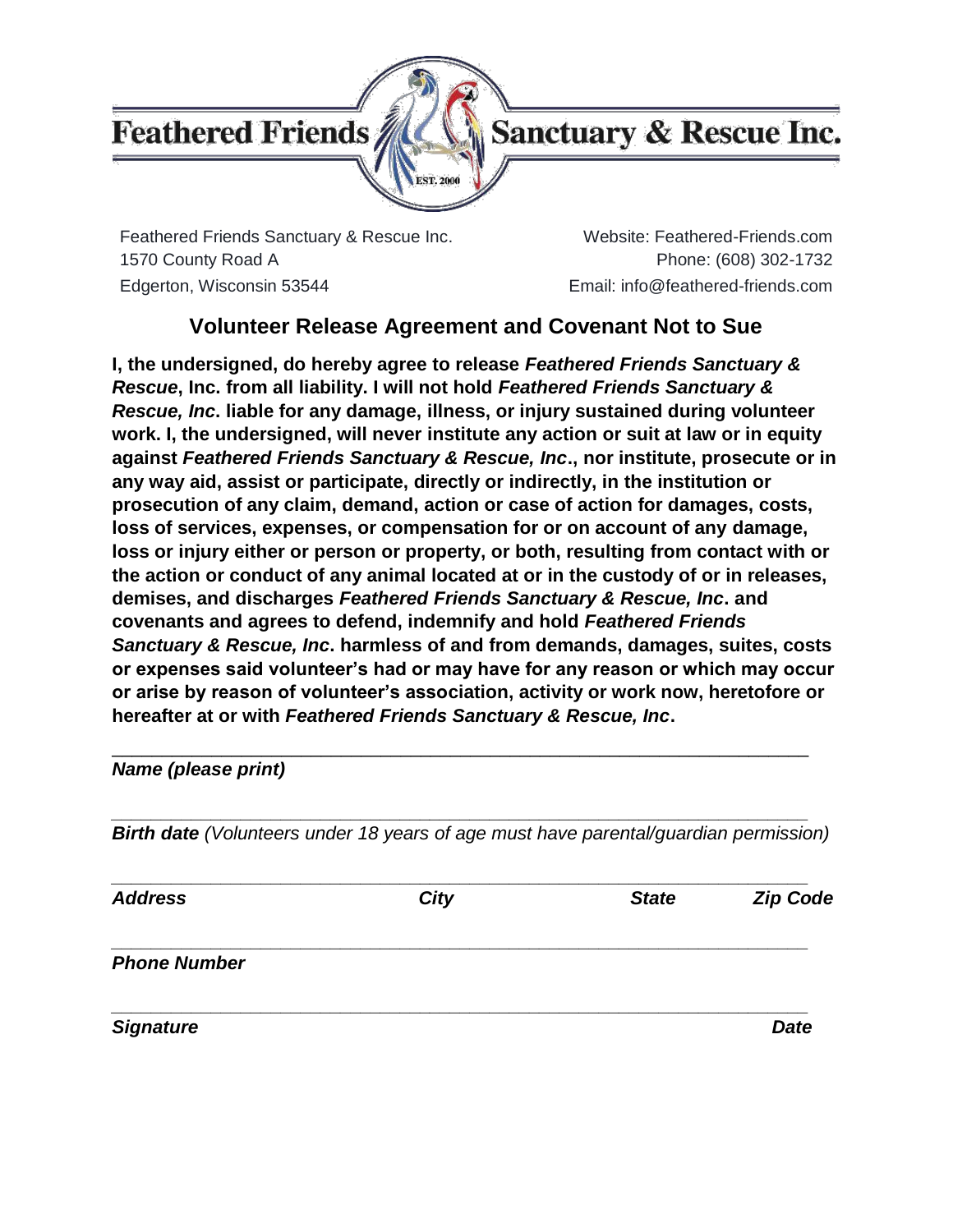**Feathered Friends** **Sanctuary & Rescue Inc.**

EST. 2000

Feathered Friends Sanctuary & Rescue Inc.
1570 County Road A
Edgerton, Wisconsin 53544

Website: Feathered-Friends.com
Phone: (608) 302-1732
Email: info@feathered-friends.com

## Volunteer Release Agreement and Covenant Not to Sue

**I, the undersigned, do hereby agree to release *Feathered Friends Sanctuary & Rescue*, Inc. from all liability. I will not hold *Feathered Friends Sanctuary & Rescue, Inc*. liable for any damage, illness, or injury sustained during volunteer work. I, the undersigned, will never institute any action or suit at law or in equity against *Feathered Friends Sanctuary & Rescue, Inc*., nor institute, prosecute or in any way aid, assist or participate, directly or indirectly, in the institution or prosecution of any claim, demand, action or case of action for damages, costs, loss of services, expenses, or compensation for or on account of any damage, loss or injury either or person or property, or both, resulting from contact with or the action or conduct of any animal located at or in the custody of or in releases, demises, and discharges *Feathered Friends Sanctuary & Rescue, Inc*. and covenants and agrees to defend, indemnify and hold *Feathered Friends Sanctuary & Rescue, Inc*. harmless of and from demands, damages, suites, costs or expenses said volunteer's had or may have for any reason or which may occur or arise by reason of volunteer's association, activity or work now, heretofore or hereafter at or with *Feathered Friends Sanctuary & Rescue, Inc*.**

\_\_\_\_\_\_\_\_\_\_\_\_\_\_\_\_\_\_\_\_\_\_\_\_\_\_\_\_\_\_\_\_\_\_\_\_\_\_\_\_\_\_\_\_\_\_\_\_\_\_\_\_\_\_\_\_\_\_
***Name (please print)***

\_\_\_\_\_\_\_\_\_\_\_\_\_\_\_\_\_\_\_\_\_\_\_\_\_\_\_\_\_\_\_\_\_\_\_\_\_\_\_\_\_\_\_\_\_\_\_\_\_\_\_\_\_\_\_\_\_\_
***Birth date*** *(Volunteers under 18 years of age must have parental/guardian permission)*

\_\_\_\_\_\_\_\_\_\_\_\_\_\_\_\_\_\_\_\_\_\_\_\_\_\_\_\_\_\_\_\_\_\_\_\_\_\_\_\_\_\_\_\_\_\_\_\_\_\_\_\_\_\_\_\_\_\_
***Address*** ***City*** ***State*** ***Zip Code***

\_\_\_\_\_\_\_\_\_\_\_\_\_\_\_\_\_\_\_\_\_\_\_\_\_\_\_\_\_\_\_\_\_\_\_\_\_\_\_\_\_\_\_\_\_\_\_\_\_\_\_\_\_\_\_\_\_\_
***Phone Number***

\_\_\_\_\_\_\_\_\_\_\_\_\_\_\_\_\_\_\_\_\_\_\_\_\_\_\_\_\_\_\_\_\_\_\_\_\_\_\_\_\_\_\_\_\_\_\_\_\_\_\_\_\_\_\_\_\_\_
***Signature*** ***Date***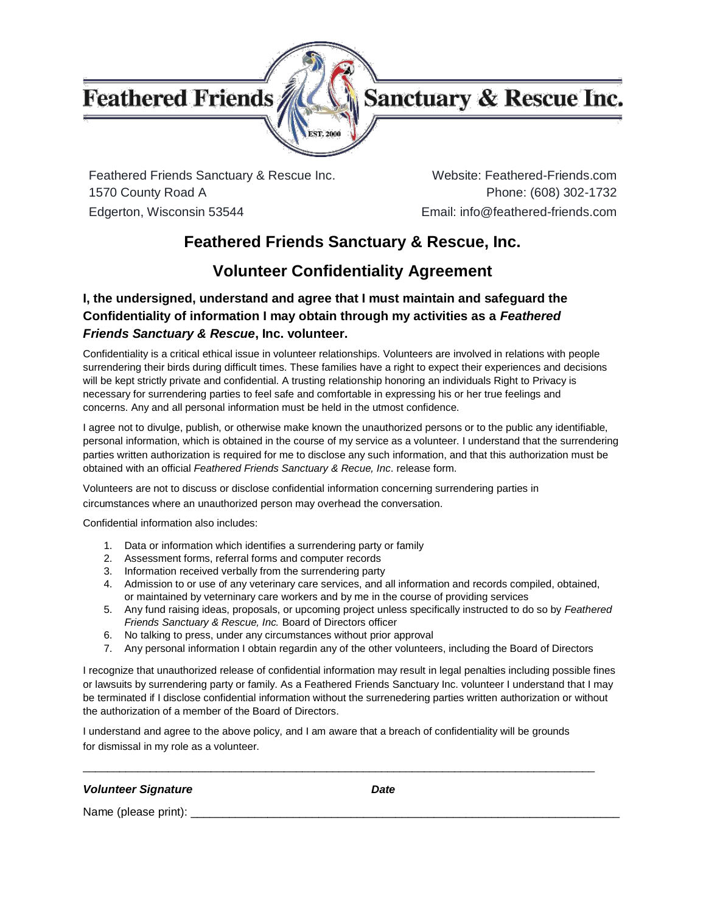Feathered Friends Sanctuary & Rescue Inc.
1570 County Road A
Edgerton, Wisconsin 53544

Website: Feathered-Friends.com
Phone: (608) 302-1732
Email: info@feathered-friends.com

# Feathered Friends Sanctuary & Rescue, Inc.

## Volunteer Confidentiality Agreement

### I, the undersigned, understand and agree that I must maintain and safeguard the Confidentiality of information I may obtain through my activities as a *Feathered Friends Sanctuary & Rescue*, Inc. volunteer.

Confidentiality is a critical ethical issue in volunteer relationships. Volunteers are involved in relations with people surrendering their birds during difficult times. These families have a right to expect their experiences and decisions will be kept strictly private and confidential. A trusting relationship honoring an individuals Right to Privacy is necessary for surrendering parties to feel safe and comfortable in expressing his or her true feelings and concerns. Any and all personal information must be held in the utmost confidence.

I agree not to divulge, publish, or otherwise make known the unauthorized persons or to the public any identifiable, personal information, which is obtained in the course of my service as a volunteer. I understand that the surrendering parties written authorization is required for me to disclose any such information, and that this authorization must be obtained with an official *Feathered Friends Sanctuary & Recue, Inc*. release form.

Volunteers are not to discuss or disclose confidential information concerning surrendering parties in circumstances where an unauthorized person may overhead the conversation.

Confidential information also includes:

1. Data or information which identifies a surrendering party or family
2. Assessment forms, referral forms and computer records
3. Information received verbally from the surrendering party
4. Admission to or use of any veterinary care services, and all information and records compiled, obtained, or maintained by veterinary care workers and by me in the course of providing services
5. Any fund raising ideas, proposals, or upcoming project unless specifically instructed to do so by *Feathered Friends Sanctuary & Rescue, Inc.* Board of Directors officer
6. No talking to press, under any circumstances without prior approval
7. Any personal information I obtain regardin any of the other volunteers, including the Board of Directors

I recognize that unauthorized release of confidential information may result in legal penalties including possible fines or lawsuits by surrendering party or family. As a Feathered Friends Sanctuary Inc. volunteer I understand that I may be terminated if I disclose confidential information without the surrenedering parties written authorization or without the authorization of a member of the Board of Directors.

I understand and agree to the above policy, and I am aware that a breach of confidentiality will be grounds for dismissal in my role as a volunteer.

_______________________________________________________________________________

***Volunteer Signature*** ***Date***

Name (please print): ____________________________________________________________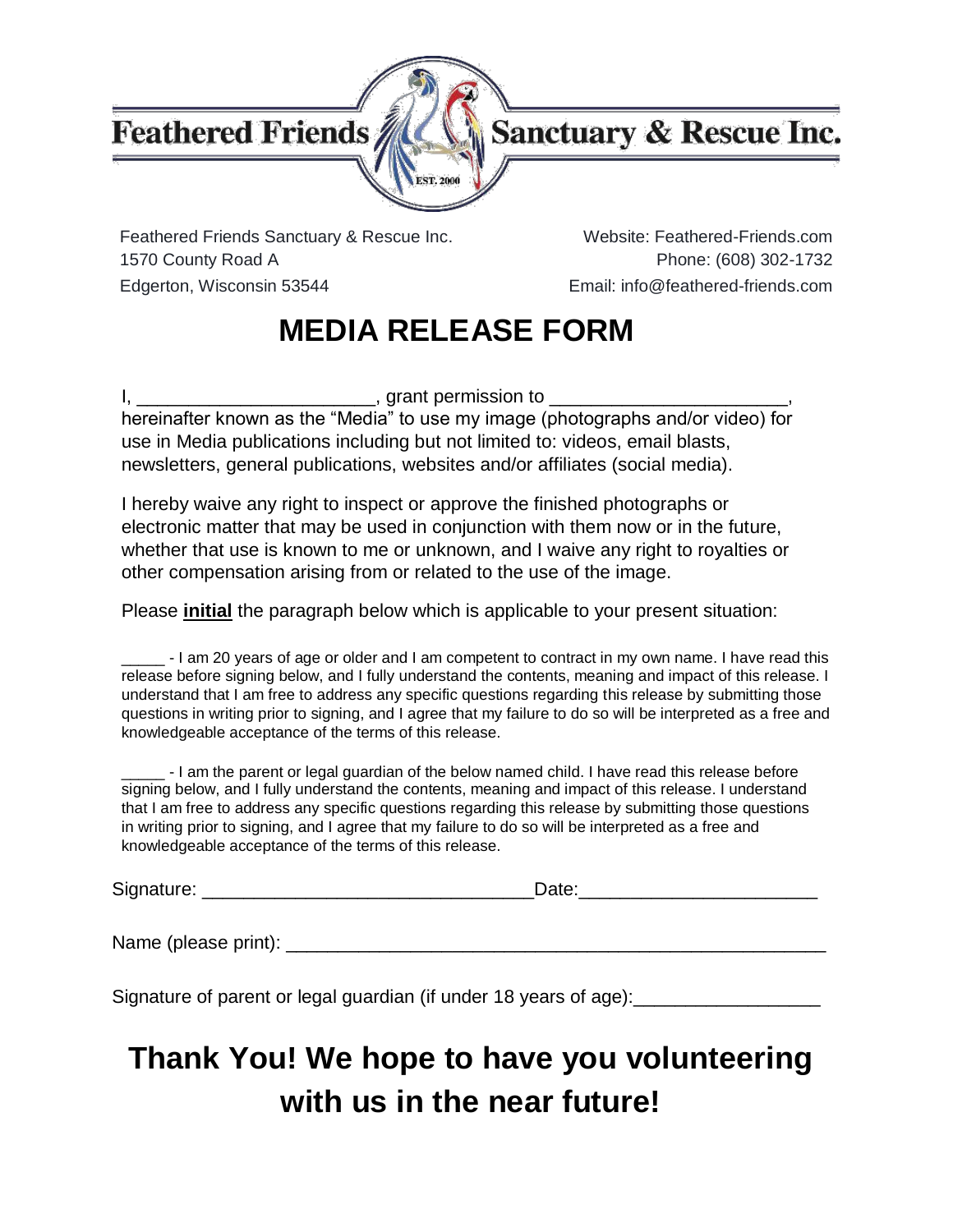Feathered Friends Sanctuary & Rescue Inc.

EST. 2000

Feathered Friends Sanctuary & Rescue Inc.
1570 County Road A
Edgerton, Wisconsin 53544

Website: Feathered-Friends.com
Phone: (608) 302-1732
Email: info@feathered-friends.com

# MEDIA RELEASE FORM

I, ______________________, grant permission to ______________________, hereinafter known as the "Media" to use my image (photographs and/or video) for use in Media publications including but not limited to: videos, email blasts, newsletters, general publications, websites and/or affiliates (social media).

I hereby waive any right to inspect or approve the finished photographs or electronic matter that may be used in conjunction with them now or in the future, whether that use is known to me or unknown, and I waive any right to royalties or other compensation arising from or related to the use of the image.

Please **initial** the paragraph below which is applicable to your present situation:

_____ - I am 20 years of age or older and I am competent to contract in my own name. I have read this release before signing below, and I fully understand the contents, meaning and impact of this release. I understand that I am free to address any specific questions regarding this release by submitting those questions in writing prior to signing, and I agree that my failure to do so will be interpreted as a free and knowledgeable acceptance of the terms of this release.

_____ - I am the parent or legal guardian of the below named child. I have read this release before signing below, and I fully understand the contents, meaning and impact of this release. I understand that I am free to address any specific questions regarding this release by submitting those questions in writing prior to signing, and I agree that my failure to do so will be interpreted as a free and knowledgeable acceptance of the terms of this release.

Signature: _______________________________Date:______________________

Name (please print): ____________________________________________________

Signature of parent or legal guardian (if under 18 years of age):_________________

## Thank You! We hope to have you volunteering with us in the near future!